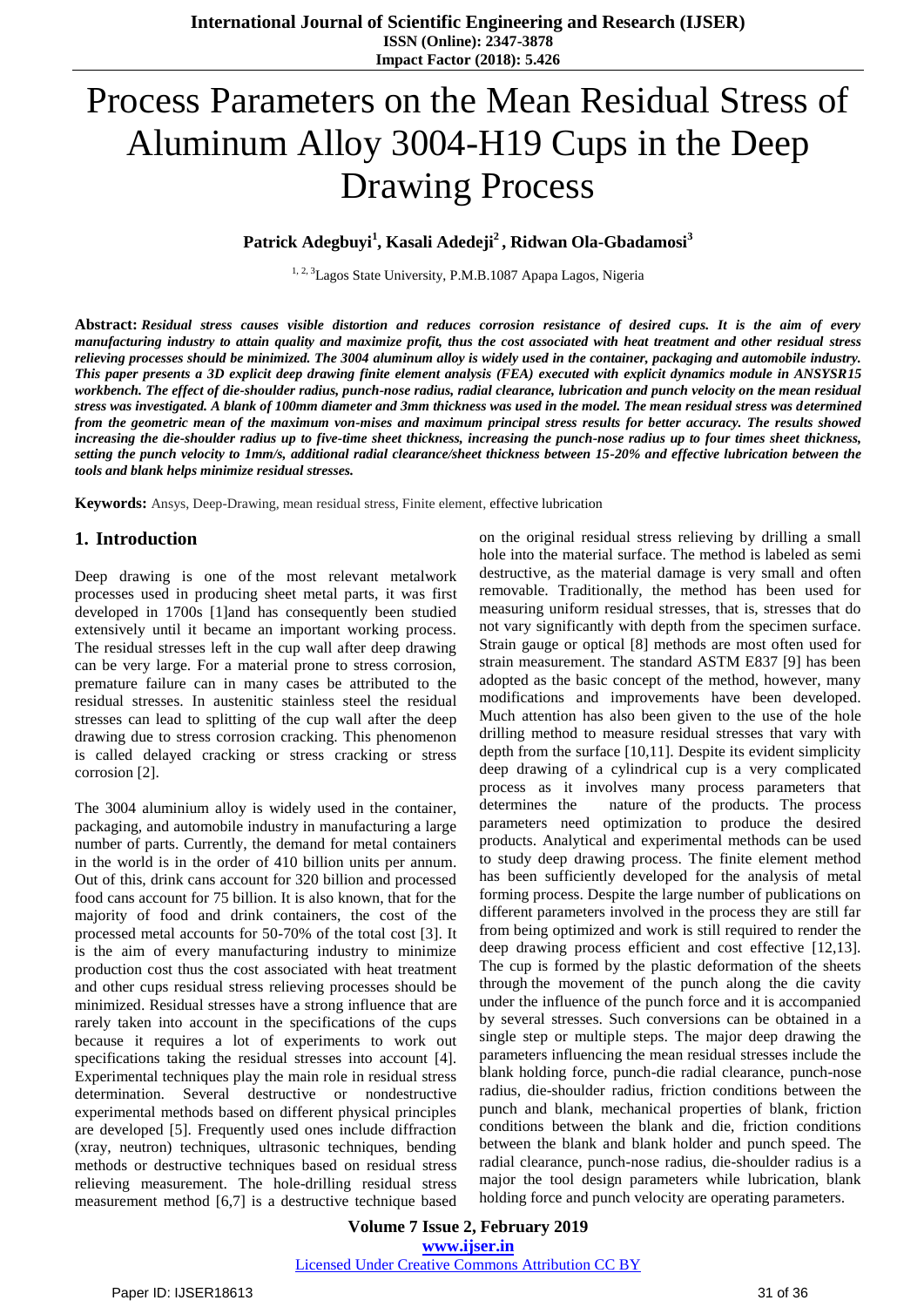# Process Parameters on the Mean Residual Stress of Aluminum Alloy 3004-H19 Cups in the Deep Drawing Process

**Patrick Adegbuyi[1], Kasali Adedeji[2] , Ridwan Ola-Gbadamosi[3]**

[1, 2, 3]Lagos State University, P.M.B.1087 Apapa Lagos, Nigeria

**Abstract:** ***Residual stress causes visible distortion and reduces corrosion resistance of desired cups. It is the aim of every manufacturing industry to attain quality and maximize profit, thus the cost associated with heat treatment and other residual stress relieving processes should be minimized. The 3004 aluminum alloy is widely used in the container, packaging and automobile industry. This paper presents a 3D explicit deep drawing finite element analysis (FEA) executed with explicit dynamics module in ANSYSR15 workbench. The effect of die-shoulder radius, punch-nose radius, radial clearance, lubrication and punch velocity on the mean residual stress was investigated. A blank of 100mm diameter and 3mm thickness was used in the model. The mean residual stress was determined from the geometric mean of the maximum von-mises and maximum principal stress results for better accuracy. The results showed increasing the die-shoulder radius up to five-time sheet thickness, increasing the punch-nose radius up to four times sheet thickness, setting the punch velocity to 1mm/s, additional radial clearance/sheet thickness between 15-20% and effective lubrication between the tools and blank helps minimize residual stresses.***

**Keywords:** Ansys, Deep-Drawing, mean residual stress, Finite element, effective lubrication

## 1. Introduction

Deep drawing is one of the most relevant metalwork processes used in producing sheet metal parts, it was first developed in 1700s [1]and has consequently been studied extensively until it became an important working process. The residual stresses left in the cup wall after deep drawing can be very large. For a material prone to stress corrosion, premature failure can in many cases be attributed to the residual stresses. In austenitic stainless steel the residual stresses can lead to splitting of the cup wall after the deep drawing due to stress corrosion cracking. This phenomenon is called delayed cracking or stress cracking or stress corrosion [2].

The 3004 aluminium alloy is widely used in the container, packaging, and automobile industry in manufacturing a large number of parts. Currently, the demand for metal containers in the world is in the order of 410 billion units per annum. Out of this, drink cans account for 320 billion and processed food cans account for 75 billion. It is also known, that for the majority of food and drink containers, the cost of the processed metal accounts for 50-70% of the total cost [3]. It is the aim of every manufacturing industry to minimize production cost thus the cost associated with heat treatment and other cups residual stress relieving processes should be minimized. Residual stresses have a strong influence that are rarely taken into account in the specifications of the cups because it requires a lot of experiments to work out specifications taking the residual stresses into account [4]. Experimental techniques play the main role in residual stress determination. Several destructive or nondestructive experimental methods based on different physical principles are developed [5]. Frequently used ones include diffraction (xray, neutron) techniques, ultrasonic techniques, bending methods or destructive techniques based on residual stress relieving measurement. The hole-drilling residual stress measurement method [6,7] is a destructive technique based on the original residual stress relieving by drilling a small hole into the material surface. The method is labeled as semi destructive, as the material damage is very small and often removable. Traditionally, the method has been used for measuring uniform residual stresses, that is, stresses that do not vary significantly with depth from the specimen surface. Strain gauge or optical [8] methods are most often used for strain measurement. The standard ASTM E837 [9] has been adopted as the basic concept of the method, however, many modifications and improvements have been developed. Much attention has also been given to the use of the hole drilling method to measure residual stresses that vary with depth from the surface [10,11]. Despite its evident simplicity deep drawing of a cylindrical cup is a very complicated process as it involves many process parameters that determines the nature of the products. The process parameters need optimization to produce the desired products. Analytical and experimental methods can be used to study deep drawing process. The finite element method has been sufficiently developed for the analysis of metal forming process. Despite the large number of publications on different parameters involved in the process they are still far from being optimized and work is still required to render the deep drawing process efficient and cost effective [12,13]. The cup is formed by the plastic deformation of the sheets through the movement of the punch along the die cavity under the influence of the punch force and it is accompanied by several stresses. Such conversions can be obtained in a single step or multiple steps. The major deep drawing the parameters influencing the mean residual stresses include the blank holding force, punch-die radial clearance, punch-nose radius, die-shoulder radius, friction conditions between the punch and blank, mechanical properties of blank, friction conditions between the blank and die, friction conditions between the blank and blank holder and punch speed. The radial clearance, punch-nose radius, die-shoulder radius is a major the tool design parameters while lubrication, blank holding force and punch velocity are operating parameters.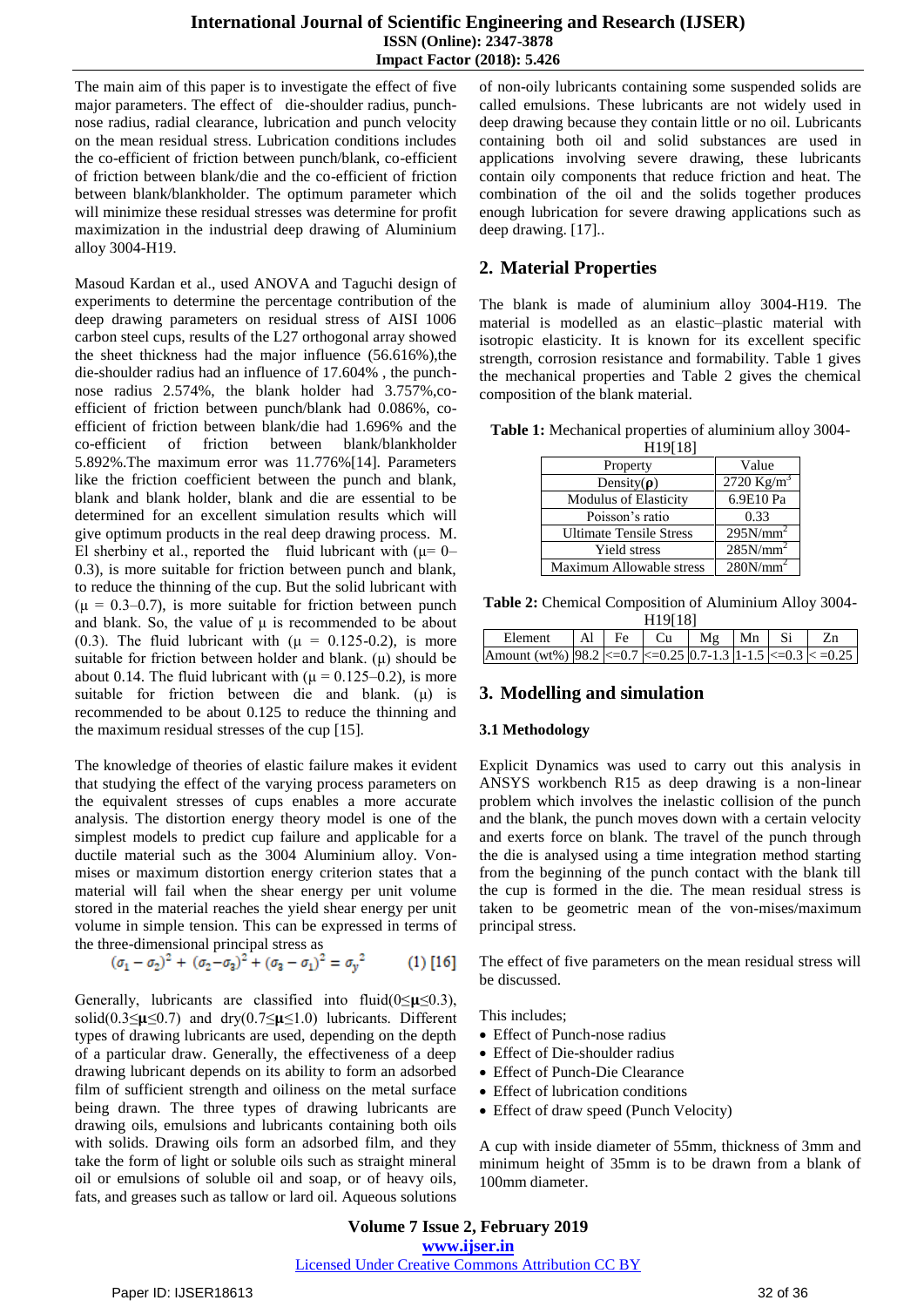The main aim of this paper is to investigate the effect of five major parameters. The effect of die-shoulder radius, punch-nose radius, radial clearance, lubrication and punch velocity on the mean residual stress. Lubrication conditions includes the co-efficient of friction between punch/blank, co-efficient of friction between blank/die and the co-efficient of friction between blank/blankholder. The optimum parameter which will minimize these residual stresses was determine for profit maximization in the industrial deep drawing of Aluminium alloy 3004-H19.

Masoud Kardan et al., used ANOVA and Taguchi design of experiments to determine the percentage contribution of the deep drawing parameters on residual stress of AISI 1006 carbon steel cups, results of the L27 orthogonal array showed the sheet thickness had the major influence (56.616%),the die-shoulder radius had an influence of 17.604% , the punch-nose radius 2.574%, the blank holder had 3.757%,co-efficient of friction between punch/blank had 0.086%, co-efficient of friction between blank/die had 1.696% and the co-efficient of friction between blank/blankholder 5.892%.The maximum error was 11.776%[14]. Parameters like the friction coefficient between the punch and blank, blank and blank holder, blank and die are essential to be determined for an excellent simulation results which will give optimum products in the real deep drawing process. M. El sherbiny et al., reported the fluid lubricant with (μ= 0–0.3), is more suitable for friction between punch and blank, to reduce the thinning of the cup. But the solid lubricant with (μ = 0.3–0.7), is more suitable for friction between punch and blank. So, the value of μ is recommended to be about (0.3). The fluid lubricant with (μ = 0.125-0.2), is more suitable for friction between holder and blank. (μ) should be about 0.14. The fluid lubricant with (μ = 0.125–0.2), is more suitable for friction between die and blank. (μ) is recommended to be about 0.125 to reduce the thinning and the maximum residual stresses of the cup [15].

The knowledge of theories of elastic failure makes it evident that studying the effect of the varying process parameters on the equivalent stresses of cups enables a more accurate analysis. The distortion energy theory model is one of the simplest models to predict cup failure and applicable for a ductile material such as the 3004 Aluminium alloy. Von-mises or maximum distortion energy criterion states that a material will fail when the shear energy per unit volume stored in the material reaches the yield shear energy per unit volume in simple tension. This can be expressed in terms of the three-dimensional principal stress as

$$(\sigma_1 - \sigma_2)^2 + (\sigma_2 - \sigma_3)^2 + (\sigma_3 - \sigma_1)^2 = \sigma_y^2 \qquad (1)\ [16]$$

Generally, lubricants are classified into fluid($0 \leq \mu \leq 0.3$), solid($0.3 \leq \mu \leq 0.7$) and dry($0.7 \leq \mu \leq 1.0$) lubricants. Different types of drawing lubricants are used, depending on the depth of a particular draw. Generally, the effectiveness of a deep drawing lubricant depends on its ability to form an adsorbed film of sufficient strength and oiliness on the metal surface being drawn. The three types of drawing lubricants are drawing oils, emulsions and lubricants containing both oils with solids. Drawing oils form an adsorbed film, and they take the form of light or soluble oils such as straight mineral oil or emulsions of soluble oil and soap, or of heavy oils, fats, and greases such as tallow or lard oil. Aqueous solutions of non-oily lubricants containing some suspended solids are called emulsions. These lubricants are not widely used in deep drawing because they contain little or no oil. Lubricants containing both oil and solid substances are used in applications involving severe drawing, these lubricants contain oily components that reduce friction and heat. The combination of the oil and the solids together produces enough lubrication for severe drawing applications such as deep drawing. [17]..

## 2. Material Properties

The blank is made of aluminium alloy 3004-H19. The material is modelled as an elastic–plastic material with isotropic elasticity. It is known for its excellent specific strength, corrosion resistance and formability. Table 1 gives the mechanical properties and Table 2 gives the chemical composition of the blank material.

**Table 1:** Mechanical properties of aluminium alloy 3004-H19[18]

| Property | Value |
|---|---|
| Density($\boldsymbol{\rho}$) | 2720 Kg/m$^3$ |
| Modulus of Elasticity | 6.9E10 Pa |
| Poisson's ratio | 0.33 |
| Ultimate Tensile Stress | 295N/mm$^2$ |
| Yield stress | 285N/mm$^2$ |
| Maximum Allowable stress | 280N/mm$^2$ |

**Table 2:** Chemical Composition of Aluminium Alloy 3004-H19[18]

| Element | Al | Fe | Cu | Mg | Mn | Si | Zn |
|---|---|---|---|---|---|---|---|
| Amount (wt%) | 98.2 | <=0.7 | <=0.25 | 0.7-1.3 | 1-1.5 | <=0.3 | < =0.25 |

## 3. Modelling and simulation

### 3.1 Methodology

Explicit Dynamics was used to carry out this analysis in ANSYS workbench R15 as deep drawing is a non-linear problem which involves the inelastic collision of the punch and the blank, the punch moves down with a certain velocity and exerts force on blank. The travel of the punch through the die is analysed using a time integration method starting from the beginning of the punch contact with the blank till the cup is formed in the die. The mean residual stress is taken to be geometric mean of the von-mises/maximum principal stress.

The effect of five parameters on the mean residual stress will be discussed.

This includes;

- Effect of Punch-nose radius
- Effect of Die-shoulder radius
- Effect of Punch-Die Clearance
- Effect of lubrication conditions
- Effect of draw speed (Punch Velocity)

A cup with inside diameter of 55mm, thickness of 3mm and minimum height of 35mm is to be drawn from a blank of 100mm diameter.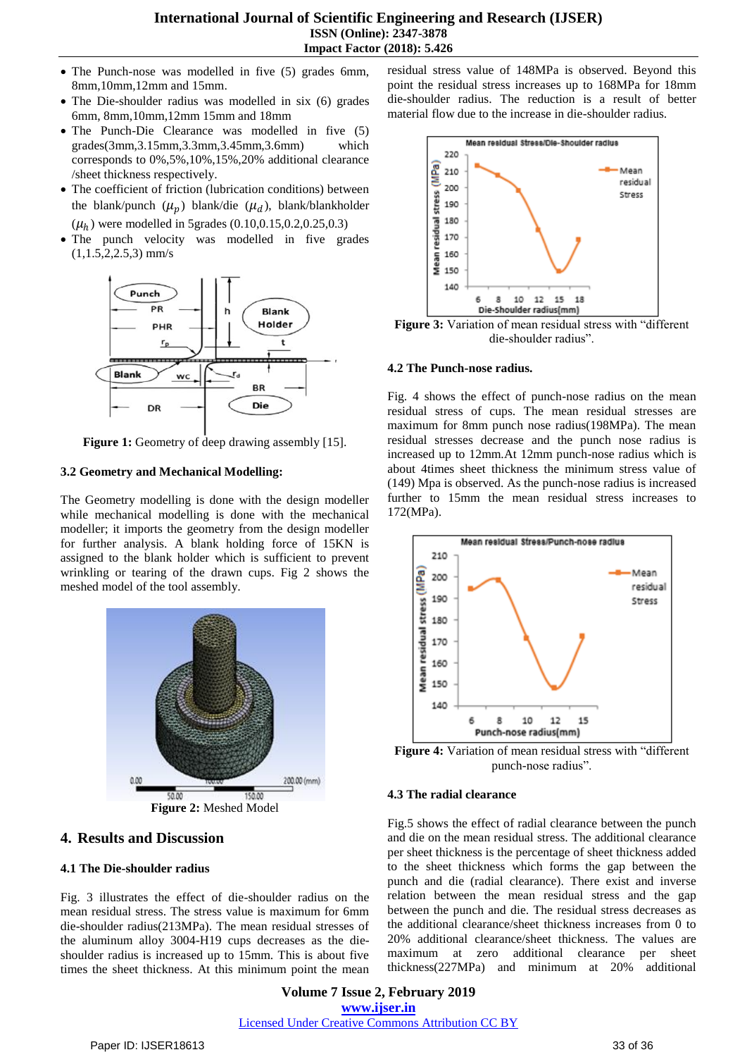- The Punch-nose was modelled in five (5) grades 6mm, 8mm,10mm,12mm and 15mm.
- The Die-shoulder radius was modelled in six (6) grades 6mm, 8mm,10mm,12mm 15mm and 18mm
- The Punch-Die Clearance was modelled in five (5) grades(3mm,3.15mm,3.3mm,3.45mm,3.6mm) which corresponds to 0%,5%,10%,15%,20% additional clearance /sheet thickness respectively.
- The coefficient of friction (lubrication conditions) between the blank/punch ($\mu_p$) blank/die ($\mu_d$), blank/blankholder ($\mu_h$) were modelled in 5grades (0.10,0.15,0.2,0.25,0.3)
- The punch velocity was modelled in five grades (1,1.5,2,2.5,3) mm/s

**Figure 1:** Geometry of deep drawing assembly [15].

### 3.2 Geometry and Mechanical Modelling:

The Geometry modelling is done with the design modeller while mechanical modelling is done with the mechanical modeller; it imports the geometry from the design modeller for further analysis. A blank holding force of 15KN is assigned to the blank holder which is sufficient to prevent wrinkling or tearing of the drawn cups. Fig 2 shows the meshed model of the tool assembly.

**Figure 2:** Meshed Model

## 4. Results and Discussion

### 4.1 The Die-shoulder radius

Fig. 3 illustrates the effect of die-shoulder radius on the mean residual stress. The stress value is maximum for 6mm die-shoulder radius(213MPa). The mean residual stresses of the aluminum alloy 3004-H19 cups decreases as the die-shoulder radius is increased up to 15mm. This is about five times the sheet thickness. At this minimum point the mean residual stress value of 148MPa is observed. Beyond this point the residual stress increases up to 168MPa for 18mm die-shoulder radius. The reduction is a result of better material flow due to the increase in die-shoulder radius.

**Figure 3:** Variation of mean residual stress with "different die-shoulder radius".

### 4.2 The Punch-nose radius.

Fig. 4 shows the effect of punch-nose radius on the mean residual stress of cups. The mean residual stresses are maximum for 8mm punch nose radius(198MPa). The mean residual stresses decrease and the punch nose radius is increased up to 12mm.At 12mm punch-nose radius which is about 4times sheet thickness the minimum stress value of (149) Mpa is observed. As the punch-nose radius is increased further to 15mm the mean residual stress increases to 172(MPa).

**Figure 4:** Variation of mean residual stress with "different punch-nose radius".

### 4.3 The radial clearance

Fig.5 shows the effect of radial clearance between the punch and die on the mean residual stress. The additional clearance per sheet thickness is the percentage of sheet thickness added to the sheet thickness which forms the gap between the punch and die (radial clearance). There exist and inverse relation between the mean residual stress and the gap between the punch and die. The residual stress decreases as the additional clearance/sheet thickness increases from 0 to 20% additional clearance/sheet thickness. The values are maximum at zero additional clearance per sheet thickness(227MPa) and minimum at 20% additional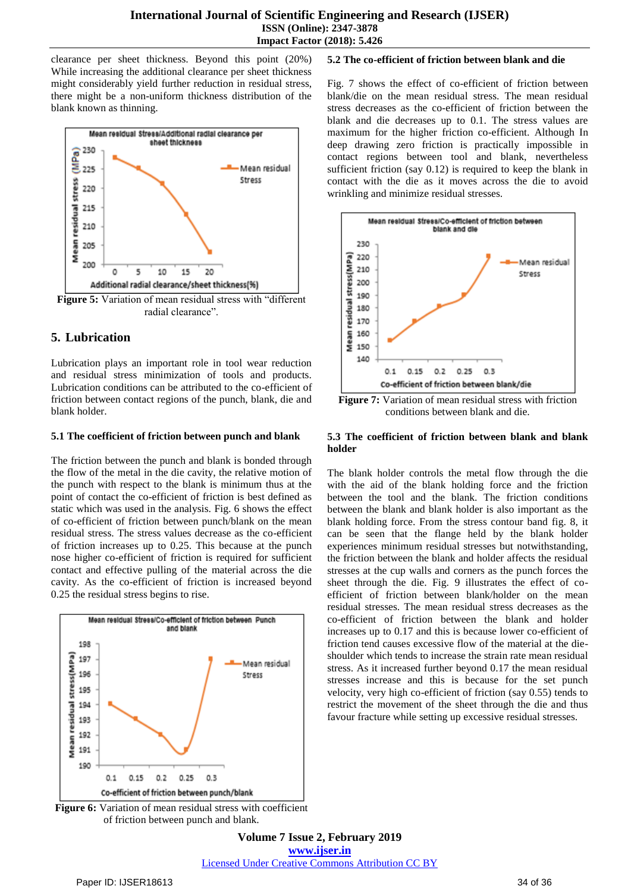clearance per sheet thickness. Beyond this point (20%) While increasing the additional clearance per sheet thickness might considerably yield further reduction in residual stress, there might be a non-uniform thickness distribution of the blank known as thinning.

**Figure 5:** Variation of mean residual stress with "different radial clearance".

## 5. Lubrication

Lubrication plays an important role in tool wear reduction and residual stress minimization of tools and products. Lubrication conditions can be attributed to the co-efficient of friction between contact regions of the punch, blank, die and blank holder.

### 5.1 The coefficient of friction between punch and blank

The friction between the punch and blank is bonded through the flow of the metal in the die cavity, the relative motion of the punch with respect to the blank is minimum thus at the point of contact the co-efficient of friction is best defined as static which was used in the analysis. Fig. 6 shows the effect of co-efficient of friction between punch/blank on the mean residual stress. The stress values decrease as the co-efficient of friction increases up to 0.25. This because at the punch nose higher co-efficient of friction is required for sufficient contact and effective pulling of the material across the die cavity. As the co-efficient of friction is increased beyond 0.25 the residual stress begins to rise.

**Figure 6:** Variation of mean residual stress with coefficient of friction between punch and blank.

### 5.2 The co-efficient of friction between blank and die

Fig. 7 shows the effect of co-efficient of friction between blank/die on the mean residual stress. The mean residual stress decreases as the co-efficient of friction between the blank and die decreases up to 0.1. The stress values are maximum for the higher friction co-efficient. Although In deep drawing zero friction is practically impossible in contact regions between tool and blank, nevertheless sufficient friction (say 0.12) is required to keep the blank in contact with the die as it moves across the die to avoid wrinkling and minimize residual stresses.

**Figure 7:** Variation of mean residual stress with friction conditions between blank and die.

### 5.3 The coefficient of friction between blank and blank holder

The blank holder controls the metal flow through the die with the aid of the blank holding force and the friction between the tool and the blank. The friction conditions between the blank and blank holder is also important as the blank holding force. From the stress contour band fig. 8, it can be seen that the flange held by the blank holder experiences minimum residual stresses but notwithstanding, the friction between the blank and holder affects the residual stresses at the cup walls and corners as the punch forces the sheet through the die. Fig. 9 illustrates the effect of co-efficient of friction between blank/holder on the mean residual stresses. The mean residual stress decreases as the co-efficient of friction between the blank and holder increases up to 0.17 and this is because lower co-efficient of friction tend causes excessive flow of the material at the die-shoulder which tends to increase the strain rate mean residual stress. As it increased further beyond 0.17 the mean residual stresses increase and this is because for the set punch velocity, very high co-efficient of friction (say 0.55) tends to restrict the movement of the sheet through the die and thus favour fracture while setting up excessive residual stresses.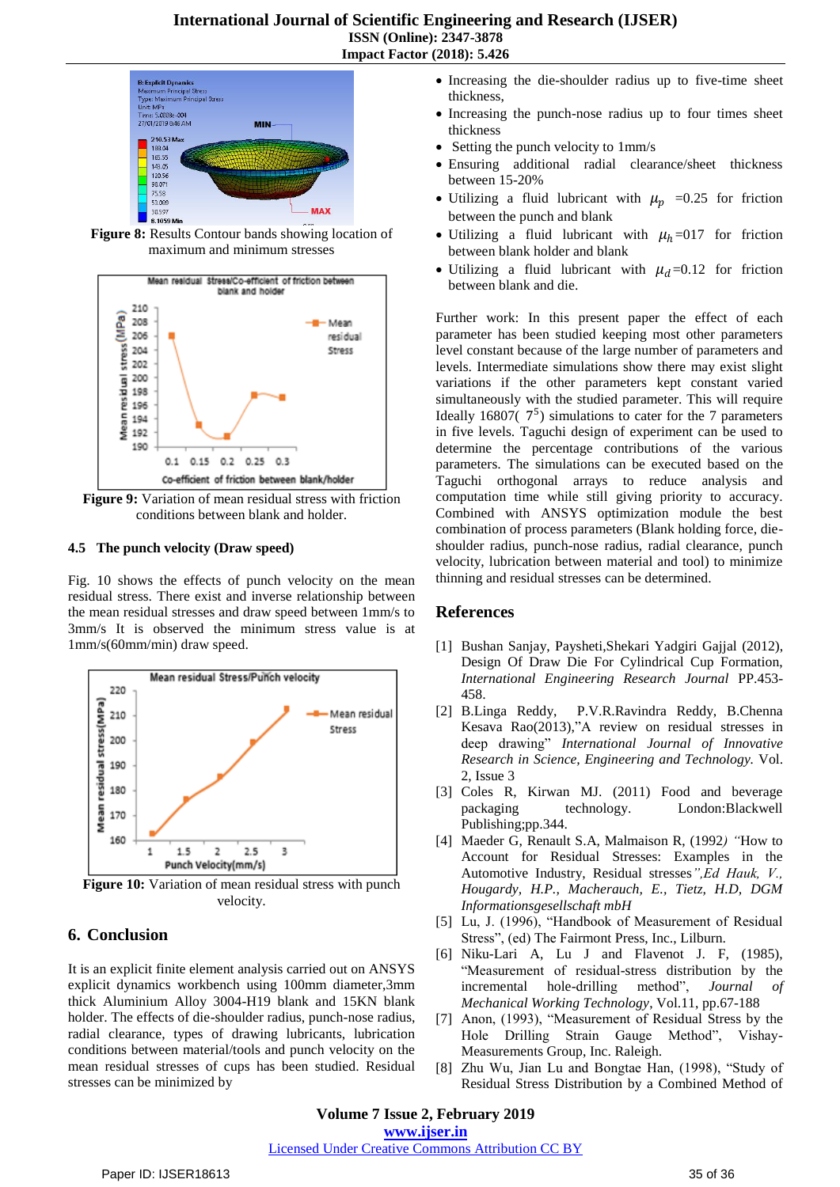**Figure 8:** Results Contour bands showing location of maximum and minimum stresses

**Figure 9:** Variation of mean residual stress with friction conditions between blank and holder.

### 4.5 The punch velocity (Draw speed)

Fig. 10 shows the effects of punch velocity on the mean residual stress. There exist and inverse relationship between the mean residual stresses and draw speed between 1mm/s to 3mm/s It is observed the minimum stress value is at 1mm/s(60mm/min) draw speed.

**Figure 10:** Variation of mean residual stress with punch velocity.

## 6. Conclusion

It is an explicit finite element analysis carried out on ANSYS explicit dynamics workbench using 100mm diameter,3mm thick Aluminium Alloy 3004-H19 blank and 15KN blank holder. The effects of die-shoulder radius, punch-nose radius, radial clearance, types of drawing lubricants, lubrication conditions between material/tools and punch velocity on the mean residual stresses of cups has been studied. Residual stresses can be minimized by

- Increasing the die-shoulder radius up to five-time sheet thickness,
- Increasing the punch-nose radius up to four times sheet thickness
- Setting the punch velocity to 1mm/s
- Ensuring additional radial clearance/sheet thickness between 15-20%
- Utilizing a fluid lubricant with $\mu_p$ =0.25 for friction between the punch and blank
- Utilizing a fluid lubricant with $\mu_h$ =017 for friction between blank holder and blank
- Utilizing a fluid lubricant with $\mu_d$ =0.12 for friction between blank and die.

Further work: In this present paper the effect of each parameter has been studied keeping most other parameters level constant because of the large number of parameters and levels. Intermediate simulations show there may exist slight variations if the other parameters kept constant varied simultaneously with the studied parameter. This will require Ideally 16807( $7^5$) simulations to cater for the 7 parameters in five levels. Taguchi design of experiment can be used to determine the percentage contributions of the various parameters. The simulations can be executed based on the Taguchi orthogonal arrays to reduce analysis and computation time while still giving priority to accuracy. Combined with ANSYS optimization module the best combination of process parameters (Blank holding force, die-shoulder radius, punch-nose radius, radial clearance, punch velocity, lubrication between material and tool) to minimize thinning and residual stresses can be determined.

## References

[1] Bushan Sanjay, Paysheti,Shekari Yadgiri Gajjal (2012), Design Of Draw Die For Cylindrical Cup Formation, *International Engineering Research Journal* PP.453-458.

[2] B.Linga Reddy, P.V.R.Ravindra Reddy, B.Chenna Kesava Rao(2013),"A review on residual stresses in deep drawing" *International Journal of Innovative Research in Science, Engineering and Technology.* Vol. 2, Issue 3

[3] Coles R, Kirwan MJ. (2011) Food and beverage packaging technology. London:Blackwell Publishing;pp.344.

[4] Maeder G, Renault S.A, Malmaison R, (1992*) "*How to Account for Residual Stresses: Examples in the Automotive Industry, Residual stresses*",Ed Hauk, V., Hougardy, H.P., Macherauch, E., Tietz, H.D, DGM Informationsgesellschaft mbH*

[5] Lu, J. (1996), "Handbook of Measurement of Residual Stress", (ed) The Fairmont Press, Inc., Lilburn.

[6] Niku-Lari A, Lu J and Flavenot J. F, (1985), "Measurement of residual-stress distribution by the incremental hole-drilling method", *Journal of Mechanical Working Technology*, Vol.11, pp.67-188

[7] Anon, (1993), "Measurement of Residual Stress by the Hole Drilling Strain Gauge Method", Vishay-Measurements Group, Inc. Raleigh.

[8] Zhu Wu, Jian Lu and Bongtae Han, (1998), "Study of Residual Stress Distribution by a Combined Method of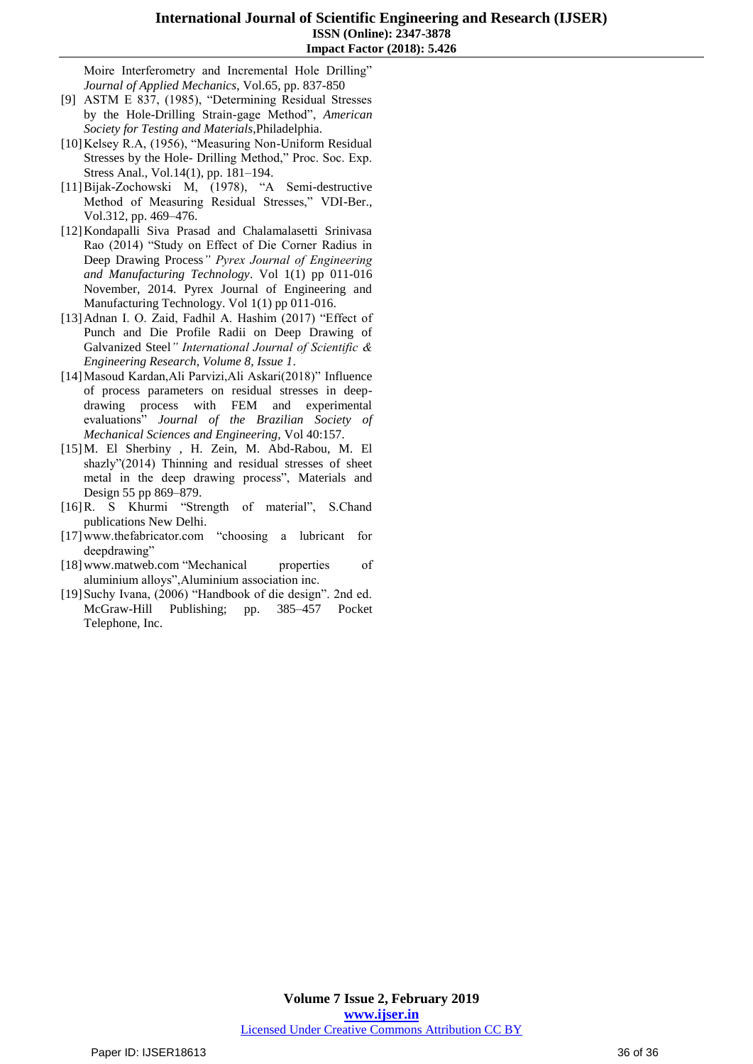Moire Interferometry and Incremental Hole Drilling" *Journal of Applied Mechanics*, Vol.65, pp. 837-850

[9] ASTM E 837, (1985), "Determining Residual Stresses by the Hole-Drilling Strain-gage Method", *American Society for Testing and Materials*,Philadelphia.

[10] Kelsey R.A, (1956), "Measuring Non-Uniform Residual Stresses by the Hole- Drilling Method," Proc. Soc. Exp. Stress Anal., Vol.14(1), pp. 181–194.

[11] Bijak-Zochowski M, (1978), "A Semi-destructive Method of Measuring Residual Stresses," VDI-Ber., Vol.312, pp. 469–476.

[12] Kondapalli Siva Prasad and Chalamalasetti Srinivasa Rao (2014) "Study on Effect of Die Corner Radius in Deep Drawing Process*" Pyrex Journal of Engineering and Manufacturing Technology*. Vol 1(1) pp 011-016 November, 2014. Pyrex Journal of Engineering and Manufacturing Technology. Vol 1(1) pp 011-016.

[13] Adnan I. O. Zaid, Fadhil A. Hashim (2017) "Effect of Punch and Die Profile Radii on Deep Drawing of Galvanized Steel*" International Journal of Scientific & Engineering Research, Volume 8, Issue 1*.

[14] Masoud Kardan,Ali Parvizi,Ali Askari(2018)" Influence of process parameters on residual stresses in deep-drawing process with FEM and experimental evaluations" *Journal of the Brazilian Society of Mechanical Sciences and Engineering,* Vol 40:157.

[15] M. El Sherbiny , H. Zein, M. Abd-Rabou, M. El shazly"(2014) Thinning and residual stresses of sheet metal in the deep drawing process", Materials and Design 55 pp 869–879.

[16] R. S Khurmi "Strength of material", S.Chand publications New Delhi.

[17] www.thefabricator.com "choosing a lubricant for deepdrawing"

[18] www.matweb.com "Mechanical properties of aluminium alloys",Aluminium association inc.

[19] Suchy Ivana, (2006) "Handbook of die design". 2nd ed. McGraw-Hill Publishing; pp. 385–457 Pocket Telephone, Inc.